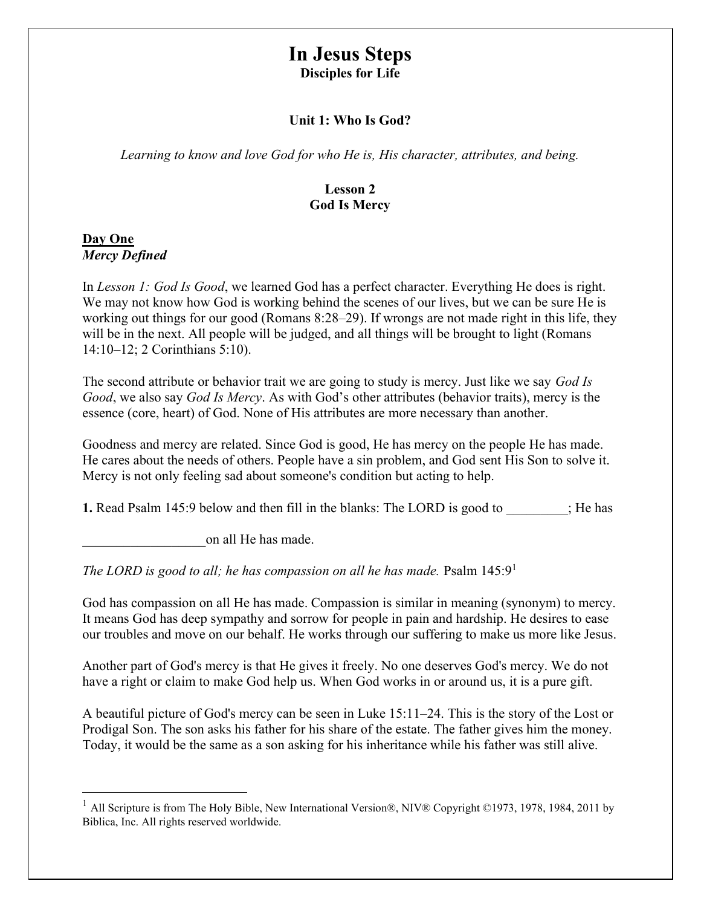# In Jesus Steps

**Disciples for Life**

**Unit 1: Who Is God?**

*Learning to know and love God for who He is, His character, attributes, and being.*

**Lesson 2**
**God Is Mercy**

## Day One

***Mercy Defined***

In *Lesson 1: God Is Good*, we learned God has a perfect character. Everything He does is right. We may not know how God is working behind the scenes of our lives, but we can be sure He is working out things for our good (Romans 8:28–29). If wrongs are not made right in this life, they will be in the next. All people will be judged, and all things will be brought to light (Romans 14:10–12; 2 Corinthians 5:10).

The second attribute or behavior trait we are going to study is mercy. Just like we say *God Is Good*, we also say *God Is Mercy*. As with God's other attributes (behavior traits), mercy is the essence (core, heart) of God. None of His attributes are more necessary than another.

Goodness and mercy are related. Since God is good, He has mercy on the people He has made. He cares about the needs of others. People have a sin problem, and God sent His Son to solve it. Mercy is not only feeling sad about someone's condition but acting to help.

**1.** Read Psalm 145:9 below and then fill in the blanks: The LORD is good to _________; He has __________________on all He has made.

*The LORD is good to all; he has compassion on all he has made.* Psalm 145:9[1]

God has compassion on all He has made. Compassion is similar in meaning (synonym) to mercy. It means God has deep sympathy and sorrow for people in pain and hardship. He desires to ease our troubles and move on our behalf. He works through our suffering to make us more like Jesus.

Another part of God's mercy is that He gives it freely. No one deserves God's mercy. We do not have a right or claim to make God help us. When God works in or around us, it is a pure gift.

A beautiful picture of God's mercy can be seen in Luke 15:11–24. This is the story of the Lost or Prodigal Son. The son asks his father for his share of the estate. The father gives him the money. Today, it would be the same as a son asking for his inheritance while his father was still alive.

---

[1] All Scripture is from The Holy Bible, New International Version®, NIV® Copyright ©1973, 1978, 1984, 2011 by Biblica, Inc. All rights reserved worldwide.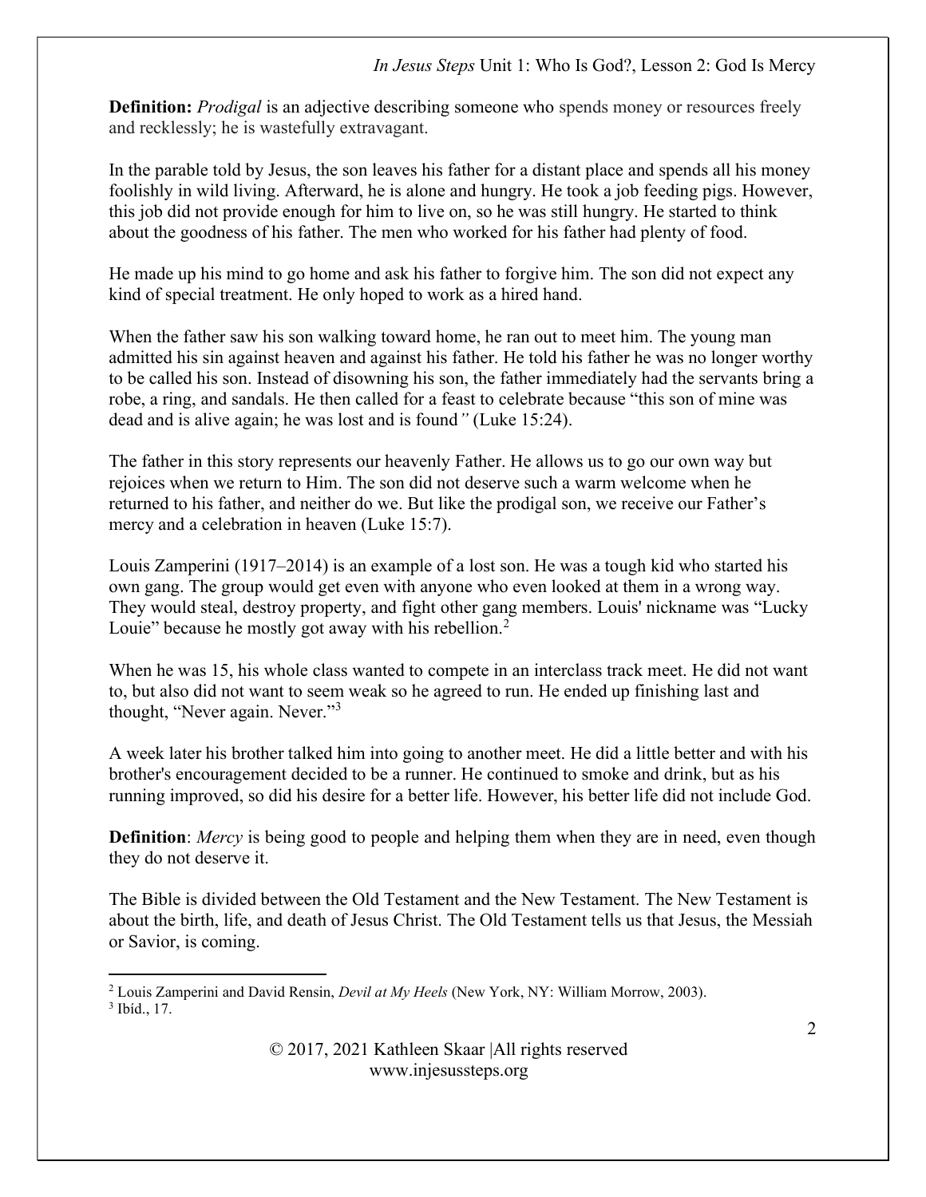**Definition:** *Prodigal* is an adjective describing someone who spends money or resources freely and recklessly; he is wastefully extravagant.

In the parable told by Jesus, the son leaves his father for a distant place and spends all his money foolishly in wild living. Afterward, he is alone and hungry. He took a job feeding pigs. However, this job did not provide enough for him to live on, so he was still hungry. He started to think about the goodness of his father. The men who worked for his father had plenty of food.

He made up his mind to go home and ask his father to forgive him. The son did not expect any kind of special treatment. He only hoped to work as a hired hand.

When the father saw his son walking toward home, he ran out to meet him. The young man admitted his sin against heaven and against his father. He told his father he was no longer worthy to be called his son. Instead of disowning his son, the father immediately had the servants bring a robe, a ring, and sandals. He then called for a feast to celebrate because "this son of mine was dead and is alive again; he was lost and is found*"* (Luke 15:24).

The father in this story represents our heavenly Father. He allows us to go our own way but rejoices when we return to Him. The son did not deserve such a warm welcome when he returned to his father, and neither do we. But like the prodigal son, we receive our Father's mercy and a celebration in heaven (Luke 15:7).

Louis Zamperini (1917–2014) is an example of a lost son. He was a tough kid who started his own gang. The group would get even with anyone who even looked at them in a wrong way. They would steal, destroy property, and fight other gang members. Louis' nickname was "Lucky Louie" because he mostly got away with his rebellion.[2]

When he was 15, his whole class wanted to compete in an interclass track meet. He did not want to, but also did not want to seem weak so he agreed to run. He ended up finishing last and thought, "Never again. Never."[3]

A week later his brother talked him into going to another meet. He did a little better and with his brother's encouragement decided to be a runner. He continued to smoke and drink, but as his running improved, so did his desire for a better life. However, his better life did not include God.

**Definition**: *Mercy* is being good to people and helping them when they are in need, even though they do not deserve it.

The Bible is divided between the Old Testament and the New Testament. The New Testament is about the birth, life, and death of Jesus Christ. The Old Testament tells us that Jesus, the Messiah or Savior, is coming.

---

[2] Louis Zamperini and David Rensin, *Devil at My Heels* (New York, NY: William Morrow, 2003).
[3] Ibíd., 17.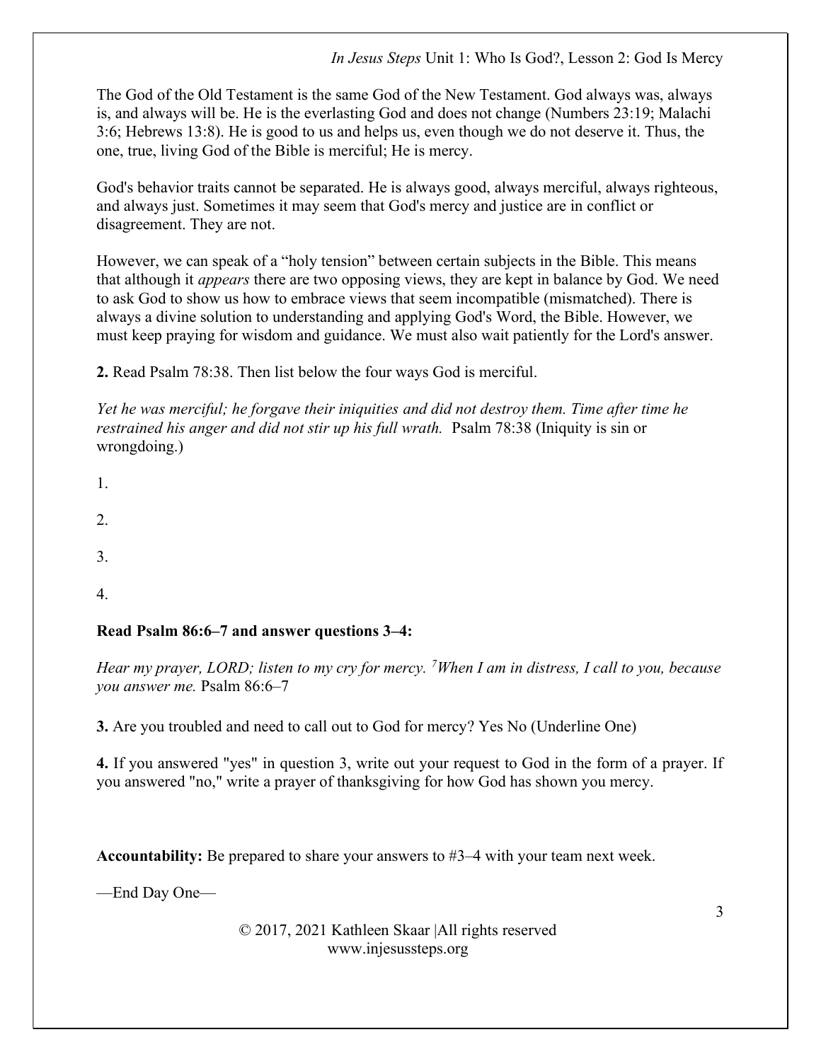The God of the Old Testament is the same God of the New Testament. God always was, always is, and always will be. He is the everlasting God and does not change (Numbers 23:19; Malachi 3:6; Hebrews 13:8). He is good to us and helps us, even though we do not deserve it. Thus, the one, true, living God of the Bible is merciful; He is mercy.

God's behavior traits cannot be separated. He is always good, always merciful, always righteous, and always just. Sometimes it may seem that God's mercy and justice are in conflict or disagreement. They are not.

However, we can speak of a "holy tension" between certain subjects in the Bible. This means that although it *appears* there are two opposing views, they are kept in balance by God. We need to ask God to show us how to embrace views that seem incompatible (mismatched). There is always a divine solution to understanding and applying God's Word, the Bible. However, we must keep praying for wisdom and guidance. We must also wait patiently for the Lord's answer.

**2.** Read Psalm 78:38. Then list below the four ways God is merciful.

*Yet he was merciful; he forgave their iniquities and did not destroy them. Time after time he restrained his anger and did not stir up his full wrath.* Psalm 78:38 (Iniquity is sin or wrongdoing.)

1.

2.

3.

4.

**Read Psalm 86:6–7 and answer questions 3–4:**

*Hear my prayer, LORD; listen to my cry for mercy. [7]When I am in distress, I call to you, because you answer me.* Psalm 86:6–7

**3.** Are you troubled and need to call out to God for mercy? Yes No (Underline One)

**4.** If you answered "yes" in question 3, write out your request to God in the form of a prayer. If you answered "no," write a prayer of thanksgiving for how God has shown you mercy.

**Accountability:** Be prepared to share your answers to #3–4 with your team next week.

—End Day One—

© 2017, 2021 Kathleen Skaar |All rights reserved
www.injesussteps.org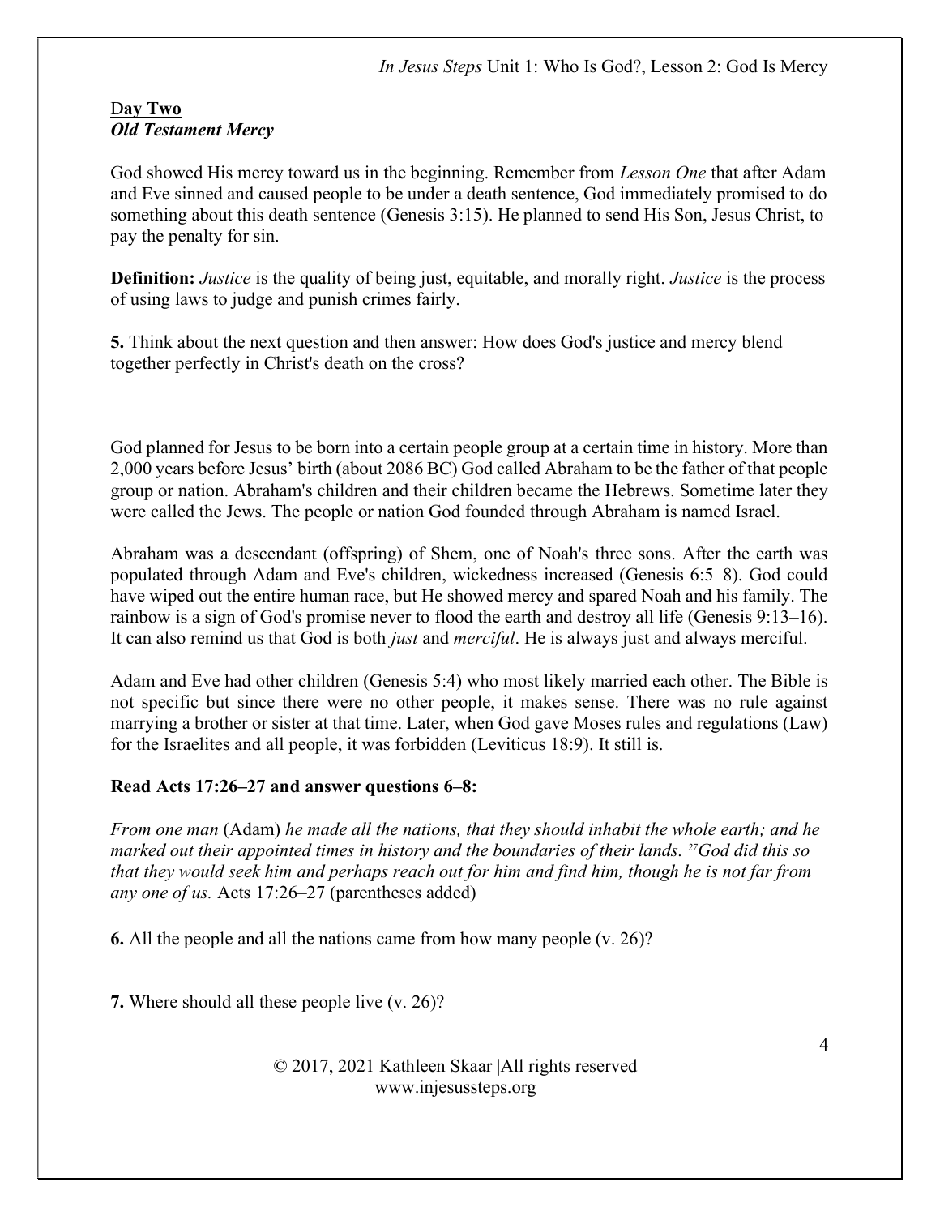**Day Two**
***Old Testament Mercy***

God showed His mercy toward us in the beginning. Remember from *Lesson One* that after Adam and Eve sinned and caused people to be under a death sentence, God immediately promised to do something about this death sentence (Genesis 3:15). He planned to send His Son, Jesus Christ, to pay the penalty for sin.

**Definition:** *Justice* is the quality of being just, equitable, and morally right. *Justice* is the process of using laws to judge and punish crimes fairly.

**5.** Think about the next question and then answer: How does God's justice and mercy blend together perfectly in Christ's death on the cross?

God planned for Jesus to be born into a certain people group at a certain time in history. More than 2,000 years before Jesus' birth (about 2086 BC) God called Abraham to be the father of that people group or nation. Abraham's children and their children became the Hebrews. Sometime later they were called the Jews. The people or nation God founded through Abraham is named Israel.

Abraham was a descendant (offspring) of Shem, one of Noah's three sons. After the earth was populated through Adam and Eve's children, wickedness increased (Genesis 6:5–8). God could have wiped out the entire human race, but He showed mercy and spared Noah and his family. The rainbow is a sign of God's promise never to flood the earth and destroy all life (Genesis 9:13–16). It can also remind us that God is both *just* and *merciful*. He is always just and always merciful.

Adam and Eve had other children (Genesis 5:4) who most likely married each other. The Bible is not specific but since there were no other people, it makes sense. There was no rule against marrying a brother or sister at that time. Later, when God gave Moses rules and regulations (Law) for the Israelites and all people, it was forbidden (Leviticus 18:9). It still is.

**Read Acts 17:26–27 and answer questions 6–8:**

*From one man* (Adam) *he made all the nations, that they should inhabit the whole earth; and he marked out their appointed times in history and the boundaries of their lands. [27]God did this so that they would seek him and perhaps reach out for him and find him, though he is not far from any one of us.* Acts 17:26–27 (parentheses added)

**6.** All the people and all the nations came from how many people (v. 26)?

**7.** Where should all these people live (v. 26)?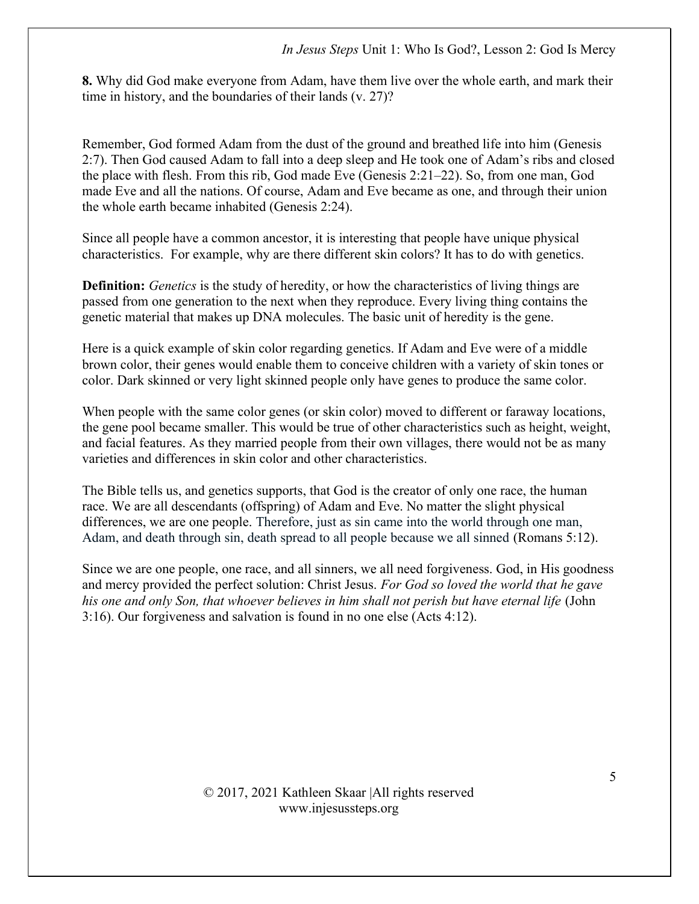**8.** Why did God make everyone from Adam, have them live over the whole earth, and mark their time in history, and the boundaries of their lands (v. 27)?

Remember, God formed Adam from the dust of the ground and breathed life into him (Genesis 2:7). Then God caused Adam to fall into a deep sleep and He took one of Adam's ribs and closed the place with flesh. From this rib, God made Eve (Genesis 2:21–22). So, from one man, God made Eve and all the nations. Of course, Adam and Eve became as one, and through their union the whole earth became inhabited (Genesis 2:24).

Since all people have a common ancestor, it is interesting that people have unique physical characteristics. For example, why are there different skin colors? It has to do with genetics.

**Definition:** *Genetics* is the study of heredity, or how the characteristics of living things are passed from one generation to the next when they reproduce. Every living thing contains the genetic material that makes up DNA molecules. The basic unit of heredity is the gene.

Here is a quick example of skin color regarding genetics. If Adam and Eve were of a middle brown color, their genes would enable them to conceive children with a variety of skin tones or color. Dark skinned or very light skinned people only have genes to produce the same color.

When people with the same color genes (or skin color) moved to different or faraway locations, the gene pool became smaller. This would be true of other characteristics such as height, weight, and facial features. As they married people from their own villages, there would not be as many varieties and differences in skin color and other characteristics.

The Bible tells us, and genetics supports, that God is the creator of only one race, the human race. We are all descendants (offspring) of Adam and Eve. No matter the slight physical differences, we are one people. Therefore, just as sin came into the world through one man, Adam, and death through sin, death spread to all people because we all sinned (Romans 5:12).

Since we are one people, one race, and all sinners, we all need forgiveness. God, in His goodness and mercy provided the perfect solution: Christ Jesus. *For God so loved the world that he gave his one and only Son, that whoever believes in him shall not perish but have eternal life* (John 3:16). Our forgiveness and salvation is found in no one else (Acts 4:12).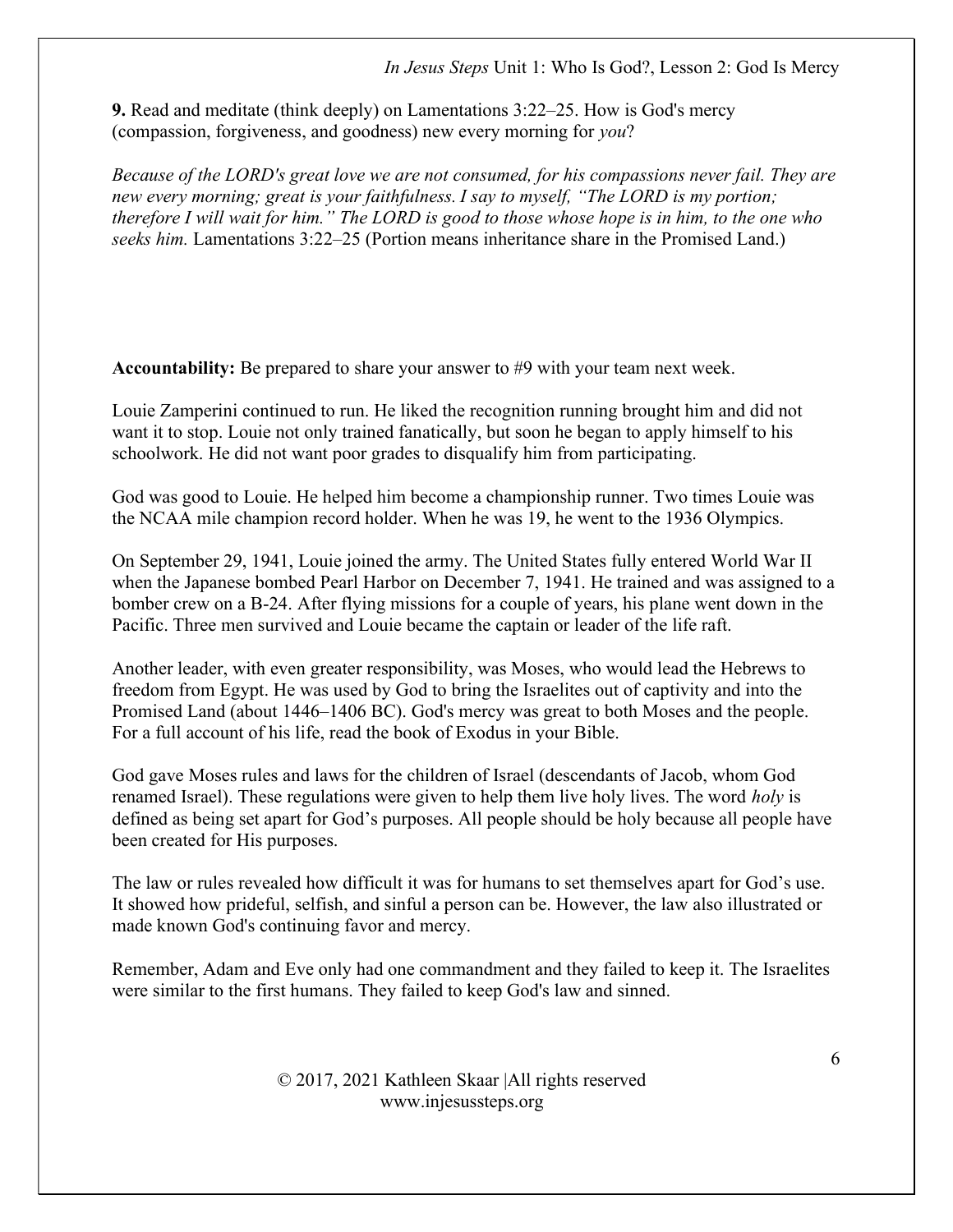**9.** Read and meditate (think deeply) on Lamentations 3:22–25. How is God's mercy (compassion, forgiveness, and goodness) new every morning for *you*?

*Because of the LORD's great love we are not consumed, for his compassions never fail. They are new every morning; great is your faithfulness. I say to myself, "The LORD is my portion; therefore I will wait for him." The LORD is good to those whose hope is in him, to the one who seeks him.* Lamentations 3:22–25 (Portion means inheritance share in the Promised Land.)

**Accountability:** Be prepared to share your answer to #9 with your team next week.

Louie Zamperini continued to run. He liked the recognition running brought him and did not want it to stop. Louie not only trained fanatically, but soon he began to apply himself to his schoolwork. He did not want poor grades to disqualify him from participating.

God was good to Louie. He helped him become a championship runner. Two times Louie was the NCAA mile champion record holder. When he was 19, he went to the 1936 Olympics.

On September 29, 1941, Louie joined the army. The United States fully entered World War II when the Japanese bombed Pearl Harbor on December 7, 1941. He trained and was assigned to a bomber crew on a B-24. After flying missions for a couple of years, his plane went down in the Pacific. Three men survived and Louie became the captain or leader of the life raft.

Another leader, with even greater responsibility, was Moses, who would lead the Hebrews to freedom from Egypt. He was used by God to bring the Israelites out of captivity and into the Promised Land (about 1446–1406 BC). God's mercy was great to both Moses and the people. For a full account of his life, read the book of Exodus in your Bible.

God gave Moses rules and laws for the children of Israel (descendants of Jacob, whom God renamed Israel). These regulations were given to help them live holy lives. The word *holy* is defined as being set apart for God's purposes. All people should be holy because all people have been created for His purposes.

The law or rules revealed how difficult it was for humans to set themselves apart for God's use. It showed how prideful, selfish, and sinful a person can be. However, the law also illustrated or made known God's continuing favor and mercy.

Remember, Adam and Eve only had one commandment and they failed to keep it. The Israelites were similar to the first humans. They failed to keep God's law and sinned.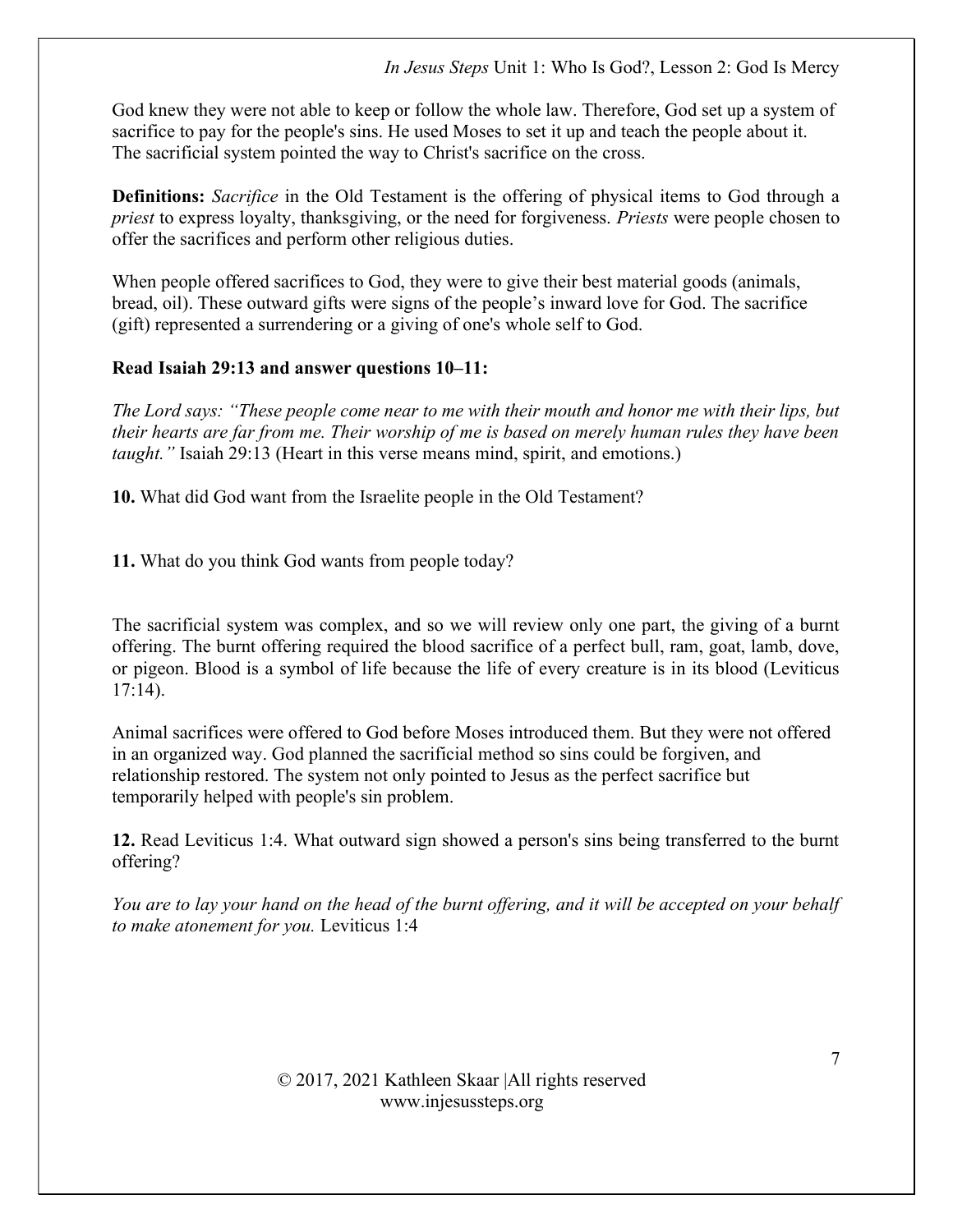God knew they were not able to keep or follow the whole law. Therefore, God set up a system of sacrifice to pay for the people's sins. He used Moses to set it up and teach the people about it. The sacrificial system pointed the way to Christ's sacrifice on the cross.

**Definitions:** *Sacrifice* in the Old Testament is the offering of physical items to God through a *priest* to express loyalty, thanksgiving, or the need for forgiveness. *Priests* were people chosen to offer the sacrifices and perform other religious duties.

When people offered sacrifices to God, they were to give their best material goods (animals, bread, oil). These outward gifts were signs of the people's inward love for God. The sacrifice (gift) represented a surrendering or a giving of one's whole self to God.

**Read Isaiah 29:13 and answer questions 10–11:**

*The Lord says: "These people come near to me with their mouth and honor me with their lips, but their hearts are far from me. Their worship of me is based on merely human rules they have been taught."* Isaiah 29:13 (Heart in this verse means mind, spirit, and emotions.)

**10.** What did God want from the Israelite people in the Old Testament?

**11.** What do you think God wants from people today?

The sacrificial system was complex, and so we will review only one part, the giving of a burnt offering. The burnt offering required the blood sacrifice of a perfect bull, ram, goat, lamb, dove, or pigeon. Blood is a symbol of life because the life of every creature is in its blood (Leviticus 17:14).

Animal sacrifices were offered to God before Moses introduced them. But they were not offered in an organized way. God planned the sacrificial method so sins could be forgiven, and relationship restored. The system not only pointed to Jesus as the perfect sacrifice but temporarily helped with people's sin problem.

**12.** Read Leviticus 1:4. What outward sign showed a person's sins being transferred to the burnt offering?

*You are to lay your hand on the head of the burnt offering, and it will be accepted on your behalf to make atonement for you.* Leviticus 1:4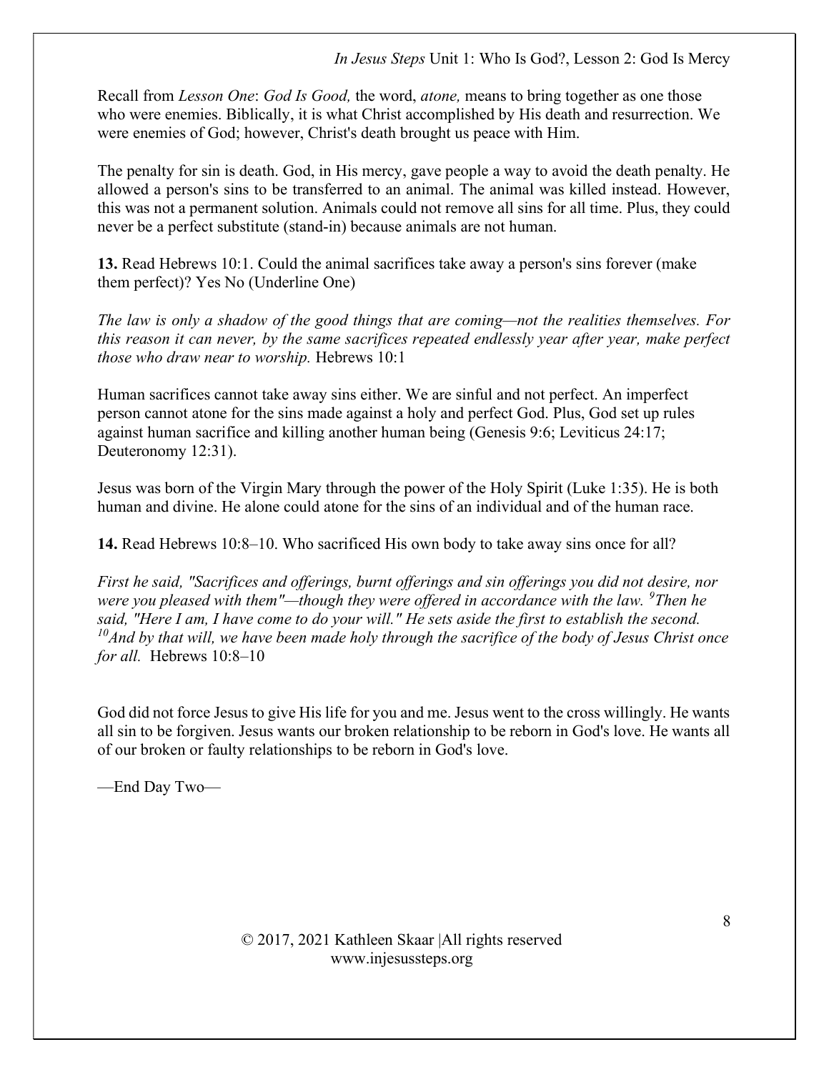Recall from *Lesson One*: *God Is Good,* the word, *atone,* means to bring together as one those who were enemies. Biblically, it is what Christ accomplished by His death and resurrection. We were enemies of God; however, Christ's death brought us peace with Him.

The penalty for sin is death. God, in His mercy, gave people a way to avoid the death penalty. He allowed a person's sins to be transferred to an animal. The animal was killed instead. However, this was not a permanent solution. Animals could not remove all sins for all time. Plus, they could never be a perfect substitute (stand-in) because animals are not human.

**13.** Read Hebrews 10:1. Could the animal sacrifices take away a person's sins forever (make them perfect)? Yes No (Underline One)

*The law is only a shadow of the good things that are coming—not the realities themselves. For this reason it can never, by the same sacrifices repeated endlessly year after year, make perfect those who draw near to worship.* Hebrews 10:1

Human sacrifices cannot take away sins either. We are sinful and not perfect. An imperfect person cannot atone for the sins made against a holy and perfect God. Plus, God set up rules against human sacrifice and killing another human being (Genesis 9:6; Leviticus 24:17; Deuteronomy 12:31).

Jesus was born of the Virgin Mary through the power of the Holy Spirit (Luke 1:35). He is both human and divine. He alone could atone for the sins of an individual and of the human race.

**14.** Read Hebrews 10:8–10. Who sacrificed His own body to take away sins once for all?

*First he said, "Sacrifices and offerings, burnt offerings and sin offerings you did not desire, nor were you pleased with them"—though they were offered in accordance with the law. [9]Then he said, "Here I am, I have come to do your will." He sets aside the first to establish the second. [10]And by that will, we have been made holy through the sacrifice of the body of Jesus Christ once for all.* Hebrews 10:8–10

God did not force Jesus to give His life for you and me. Jesus went to the cross willingly. He wants all sin to be forgiven. Jesus wants our broken relationship to be reborn in God's love. He wants all of our broken or faulty relationships to be reborn in God's love.

—End Day Two—

© 2017, 2021 Kathleen Skaar |All rights reserved
www.injesussteps.org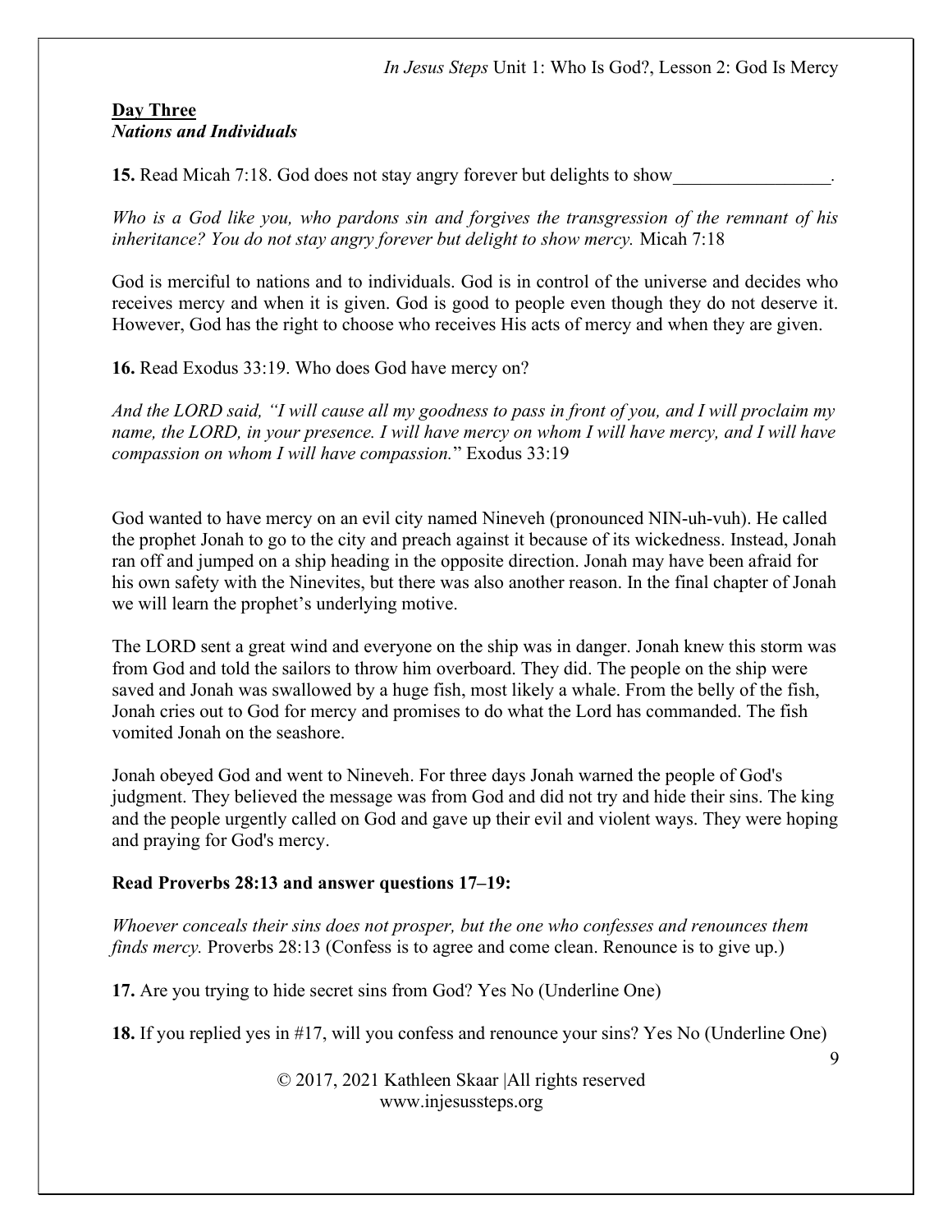**Day Three**
***Nations and Individuals***

**15.** Read Micah 7:18. God does not stay angry forever but delights to show_________________.

*Who is a God like you, who pardons sin and forgives the transgression of the remnant of his inheritance? You do not stay angry forever but delight to show mercy.* Micah 7:18

God is merciful to nations and to individuals. God is in control of the universe and decides who receives mercy and when it is given. God is good to people even though they do not deserve it. However, God has the right to choose who receives His acts of mercy and when they are given.

**16.** Read Exodus 33:19. Who does God have mercy on?

*And the LORD said, "I will cause all my goodness to pass in front of you, and I will proclaim my name, the LORD, in your presence. I will have mercy on whom I will have mercy, and I will have compassion on whom I will have compassion.*" Exodus 33:19

God wanted to have mercy on an evil city named Nineveh (pronounced NIN-uh-vuh). He called the prophet Jonah to go to the city and preach against it because of its wickedness. Instead, Jonah ran off and jumped on a ship heading in the opposite direction. Jonah may have been afraid for his own safety with the Ninevites, but there was also another reason. In the final chapter of Jonah we will learn the prophet's underlying motive.

The LORD sent a great wind and everyone on the ship was in danger. Jonah knew this storm was from God and told the sailors to throw him overboard. They did. The people on the ship were saved and Jonah was swallowed by a huge fish, most likely a whale. From the belly of the fish, Jonah cries out to God for mercy and promises to do what the Lord has commanded. The fish vomited Jonah on the seashore.

Jonah obeyed God and went to Nineveh. For three days Jonah warned the people of God's judgment. They believed the message was from God and did not try and hide their sins. The king and the people urgently called on God and gave up their evil and violent ways. They were hoping and praying for God's mercy.

**Read Proverbs 28:13 and answer questions 17–19:**

*Whoever conceals their sins does not prosper, but the one who confesses and renounces them finds mercy.* Proverbs 28:13 (Confess is to agree and come clean. Renounce is to give up.)

**17.** Are you trying to hide secret sins from God? Yes No (Underline One)

**18.** If you replied yes in #17, will you confess and renounce your sins? Yes No (Underline One)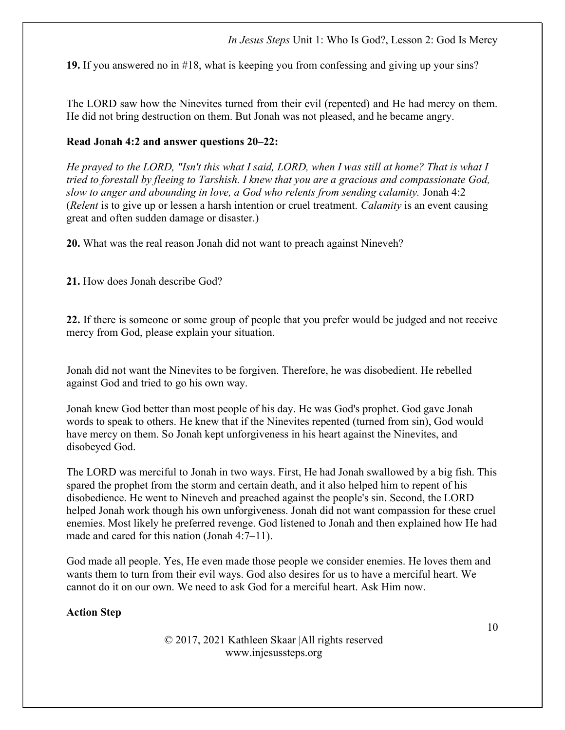**19.** If you answered no in #18, what is keeping you from confessing and giving up your sins?

The LORD saw how the Ninevites turned from their evil (repented) and He had mercy on them. He did not bring destruction on them. But Jonah was not pleased, and he became angry.

**Read Jonah 4:2 and answer questions 20–22:**

*He prayed to the LORD, "Isn't this what I said, LORD, when I was still at home? That is what I tried to forestall by fleeing to Tarshish. I knew that you are a gracious and compassionate God, slow to anger and abounding in love, a God who relents from sending calamity.* Jonah 4:2 (*Relent* is to give up or lessen a harsh intention or cruel treatment. *Calamity* is an event causing great and often sudden damage or disaster.)

**20.** What was the real reason Jonah did not want to preach against Nineveh?

**21.** How does Jonah describe God?

**22.** If there is someone or some group of people that you prefer would be judged and not receive mercy from God, please explain your situation.

Jonah did not want the Ninevites to be forgiven. Therefore, he was disobedient. He rebelled against God and tried to go his own way.

Jonah knew God better than most people of his day. He was God's prophet. God gave Jonah words to speak to others. He knew that if the Ninevites repented (turned from sin), God would have mercy on them. So Jonah kept unforgiveness in his heart against the Ninevites, and disobeyed God.

The LORD was merciful to Jonah in two ways. First, He had Jonah swallowed by a big fish. This spared the prophet from the storm and certain death, and it also helped him to repent of his disobedience. He went to Nineveh and preached against the people's sin. Second, the LORD helped Jonah work though his own unforgiveness. Jonah did not want compassion for these cruel enemies. Most likely he preferred revenge. God listened to Jonah and then explained how He had made and cared for this nation (Jonah 4:7–11).

God made all people. Yes, He even made those people we consider enemies. He loves them and wants them to turn from their evil ways. God also desires for us to have a merciful heart. We cannot do it on our own. We need to ask God for a merciful heart. Ask Him now.

**Action Step**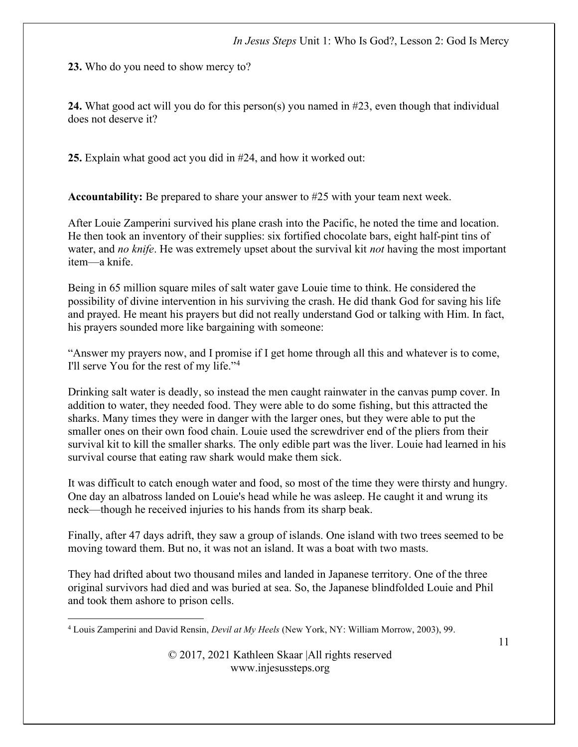**23.** Who do you need to show mercy to?

**24.** What good act will you do for this person(s) you named in #23, even though that individual does not deserve it?

**25.** Explain what good act you did in #24, and how it worked out:

**Accountability:** Be prepared to share your answer to #25 with your team next week.

After Louie Zamperini survived his plane crash into the Pacific, he noted the time and location. He then took an inventory of their supplies: six fortified chocolate bars, eight half-pint tins of water, and *no knife*. He was extremely upset about the survival kit *not* having the most important item—a knife.

Being in 65 million square miles of salt water gave Louie time to think. He considered the possibility of divine intervention in his surviving the crash. He did thank God for saving his life and prayed. He meant his prayers but did not really understand God or talking with Him. In fact, his prayers sounded more like bargaining with someone:

"Answer my prayers now, and I promise if I get home through all this and whatever is to come, I'll serve You for the rest of my life."[4]

Drinking salt water is deadly, so instead the men caught rainwater in the canvas pump cover. In addition to water, they needed food. They were able to do some fishing, but this attracted the sharks. Many times they were in danger with the larger ones, but they were able to put the smaller ones on their own food chain. Louie used the screwdriver end of the pliers from their survival kit to kill the smaller sharks. The only edible part was the liver. Louie had learned in his survival course that eating raw shark would make them sick.

It was difficult to catch enough water and food, so most of the time they were thirsty and hungry. One day an albatross landed on Louie's head while he was asleep. He caught it and wrung its neck—though he received injuries to his hands from its sharp beak.

Finally, after 47 days adrift, they saw a group of islands. One island with two trees seemed to be moving toward them. But no, it was not an island. It was a boat with two masts.

They had drifted about two thousand miles and landed in Japanese territory. One of the three original survivors had died and was buried at sea. So, the Japanese blindfolded Louie and Phil and took them ashore to prison cells.

---

[4] Louis Zamperini and David Rensin, *Devil at My Heels* (New York, NY: William Morrow, 2003), 99.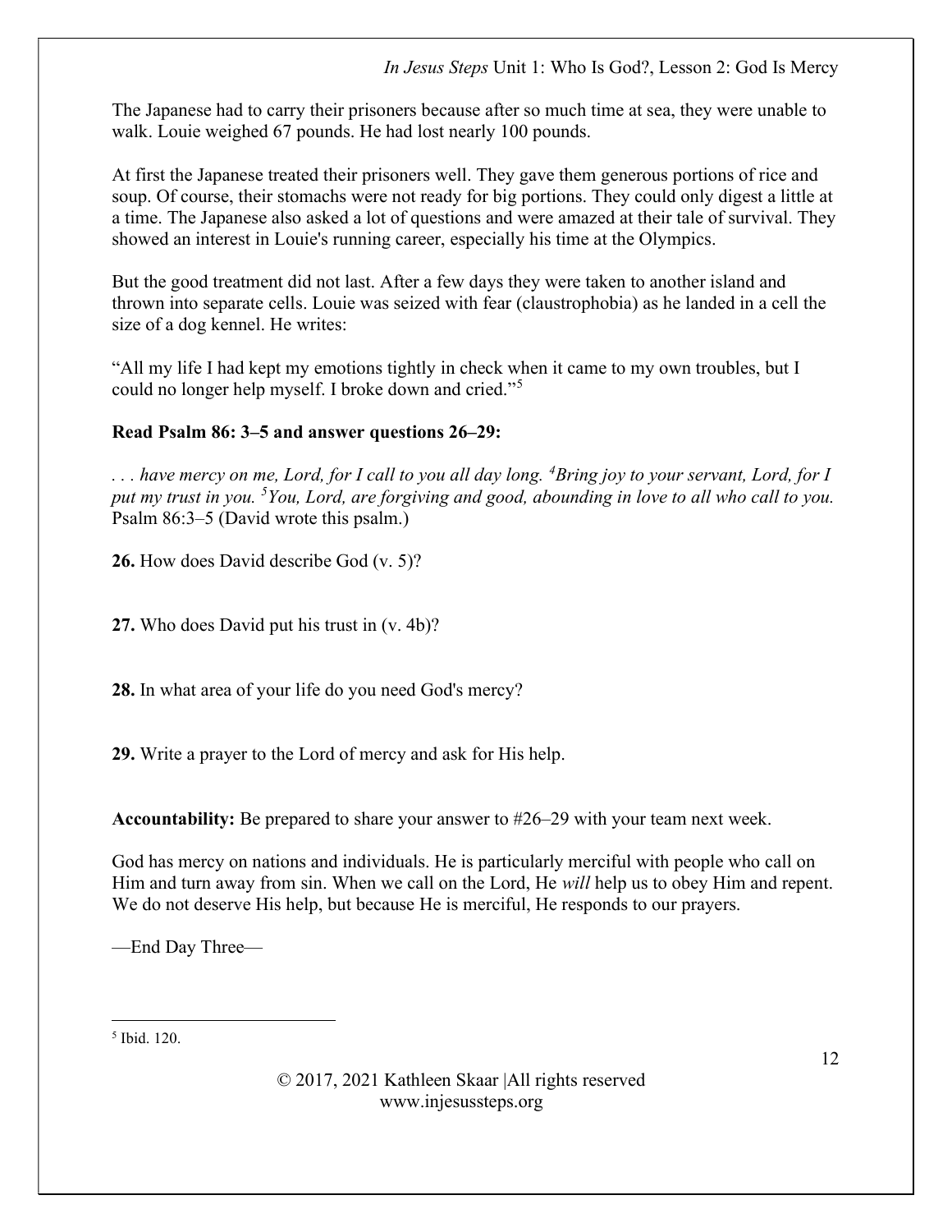The Japanese had to carry their prisoners because after so much time at sea, they were unable to walk. Louie weighed 67 pounds. He had lost nearly 100 pounds.

At first the Japanese treated their prisoners well. They gave them generous portions of rice and soup. Of course, their stomachs were not ready for big portions. They could only digest a little at a time. The Japanese also asked a lot of questions and were amazed at their tale of survival. They showed an interest in Louie's running career, especially his time at the Olympics.

But the good treatment did not last. After a few days they were taken to another island and thrown into separate cells. Louie was seized with fear (claustrophobia) as he landed in a cell the size of a dog kennel. He writes:

"All my life I had kept my emotions tightly in check when it came to my own troubles, but I could no longer help myself. I broke down and cried."[5]

**Read Psalm 86: 3–5 and answer questions 26–29:**

*. . . have mercy on me, Lord, for I call to you all day long. [4]Bring joy to your servant, Lord, for I put my trust in you. [5]You, Lord, are forgiving and good, abounding in love to all who call to you.* Psalm 86:3–5 (David wrote this psalm.)

**26.** How does David describe God (v. 5)?

**27.** Who does David put his trust in (v. 4b)?

**28.** In what area of your life do you need God's mercy?

**29.** Write a prayer to the Lord of mercy and ask for His help.

**Accountability:** Be prepared to share your answer to #26–29 with your team next week.

God has mercy on nations and individuals. He is particularly merciful with people who call on Him and turn away from sin. When we call on the Lord, He *will* help us to obey Him and repent. We do not deserve His help, but because He is merciful, He responds to our prayers.

—End Day Three—

---

[5] Ibid. 120.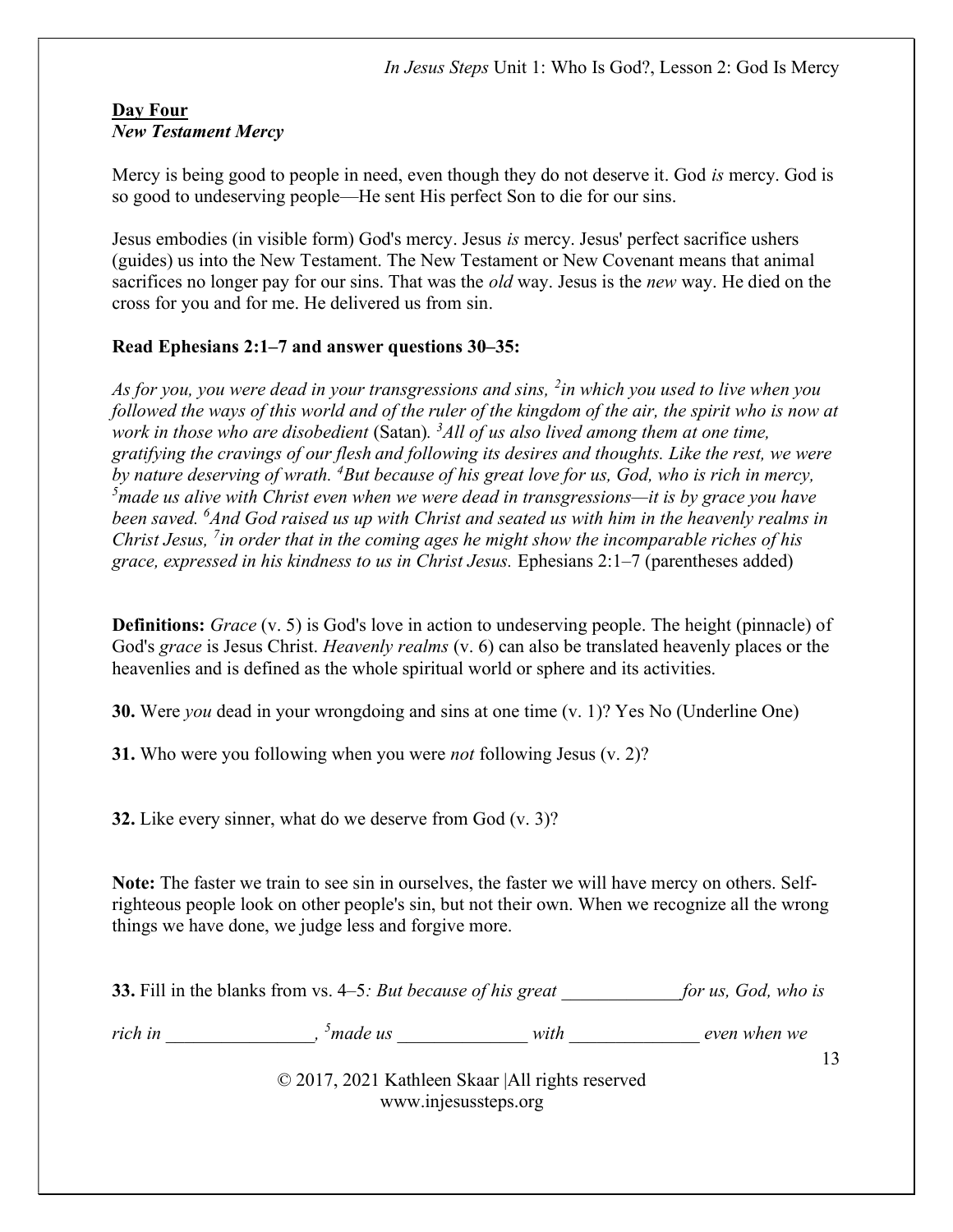**Day Four**
***New Testament Mercy***

Mercy is being good to people in need, even though they do not deserve it. God *is* mercy. God is so good to undeserving people—He sent His perfect Son to die for our sins.

Jesus embodies (in visible form) God's mercy. Jesus *is* mercy. Jesus' perfect sacrifice ushers (guides) us into the New Testament. The New Testament or New Covenant means that animal sacrifices no longer pay for our sins. That was the *old* way. Jesus is the *new* way. He died on the cross for you and for me. He delivered us from sin.

**Read Ephesians 2:1–7 and answer questions 30–35:**

*As for you, you were dead in your transgressions and sins, [2]in which you used to live when you followed the ways of this world and of the ruler of the kingdom of the air, the spirit who is now at work in those who are disobedient* (Satan)*. [3]All of us also lived among them at one time, gratifying the cravings of our flesh and following its desires and thoughts. Like the rest, we were by nature deserving of wrath. [4]But because of his great love for us, God, who is rich in mercy, [5]made us alive with Christ even when we were dead in transgressions—it is by grace you have been saved. [6]And God raised us up with Christ and seated us with him in the heavenly realms in Christ Jesus, [7]in order that in the coming ages he might show the incomparable riches of his grace, expressed in his kindness to us in Christ Jesus.* Ephesians 2:1–7 (parentheses added)

**Definitions:** *Grace* (v. 5) is God's love in action to undeserving people. The height (pinnacle) of God's *grace* is Jesus Christ. *Heavenly realms* (v. 6) can also be translated heavenly places or the heavenlies and is defined as the whole spiritual world or sphere and its activities.

**30.** Were *you* dead in your wrongdoing and sins at one time (v. 1)? Yes No (Underline One)

**31.** Who were you following when you were *not* following Jesus (v. 2)?

**32.** Like every sinner, what do we deserve from God (v. 3)?

**Note:** The faster we train to see sin in ourselves, the faster we will have mercy on others. Self-righteous people look on other people's sin, but not their own. When we recognize all the wrong things we have done, we judge less and forgive more.

**33.** Fill in the blanks from vs. 4–5*: But because of his great _____________for us, God, who is rich in ________________, [5]made us ______________ with ______________ even when we*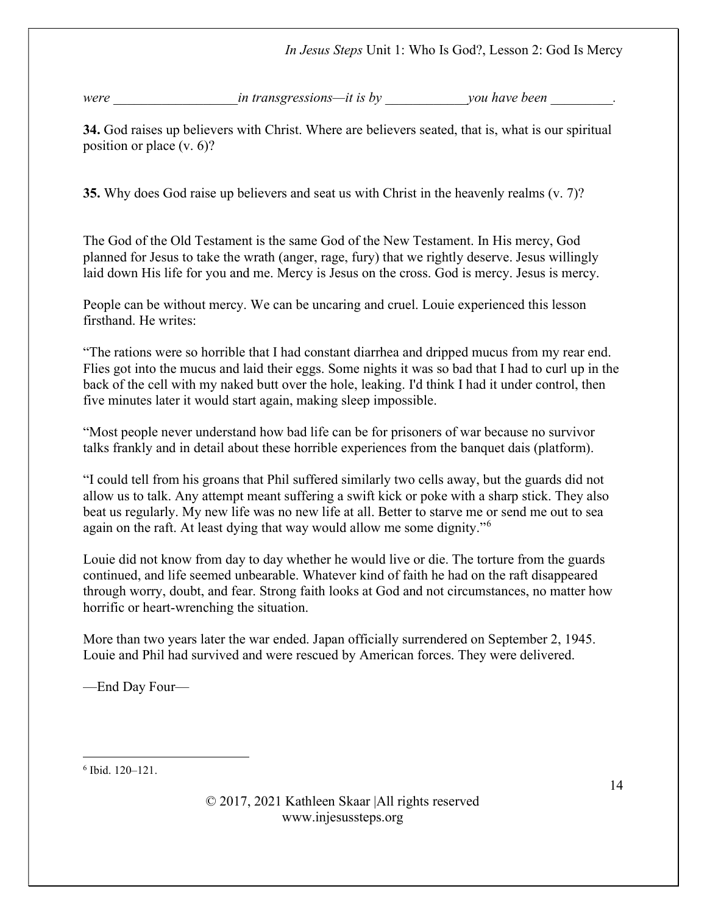*were __________________in transgressions—it is by ____________you have been _________.*

**34.** God raises up believers with Christ. Where are believers seated, that is, what is our spiritual position or place (v. 6)?

**35.** Why does God raise up believers and seat us with Christ in the heavenly realms (v. 7)?

The God of the Old Testament is the same God of the New Testament. In His mercy, God planned for Jesus to take the wrath (anger, rage, fury) that we rightly deserve. Jesus willingly laid down His life for you and me. Mercy is Jesus on the cross. God is mercy. Jesus is mercy.

People can be without mercy. We can be uncaring and cruel. Louie experienced this lesson firsthand. He writes:

"The rations were so horrible that I had constant diarrhea and dripped mucus from my rear end. Flies got into the mucus and laid their eggs. Some nights it was so bad that I had to curl up in the back of the cell with my naked butt over the hole, leaking. I'd think I had it under control, then five minutes later it would start again, making sleep impossible.

"Most people never understand how bad life can be for prisoners of war because no survivor talks frankly and in detail about these horrible experiences from the banquet dais (platform).

"I could tell from his groans that Phil suffered similarly two cells away, but the guards did not allow us to talk. Any attempt meant suffering a swift kick or poke with a sharp stick. They also beat us regularly. My new life was no new life at all. Better to starve me or send me out to sea again on the raft. At least dying that way would allow me some dignity."[6]

Louie did not know from day to day whether he would live or die. The torture from the guards continued, and life seemed unbearable. Whatever kind of faith he had on the raft disappeared through worry, doubt, and fear. Strong faith looks at God and not circumstances, no matter how horrific or heart-wrenching the situation.

More than two years later the war ended. Japan officially surrendered on September 2, 1945. Louie and Phil had survived and were rescued by American forces. They were delivered.

—End Day Four—

---

[6] Ibid. 120–121.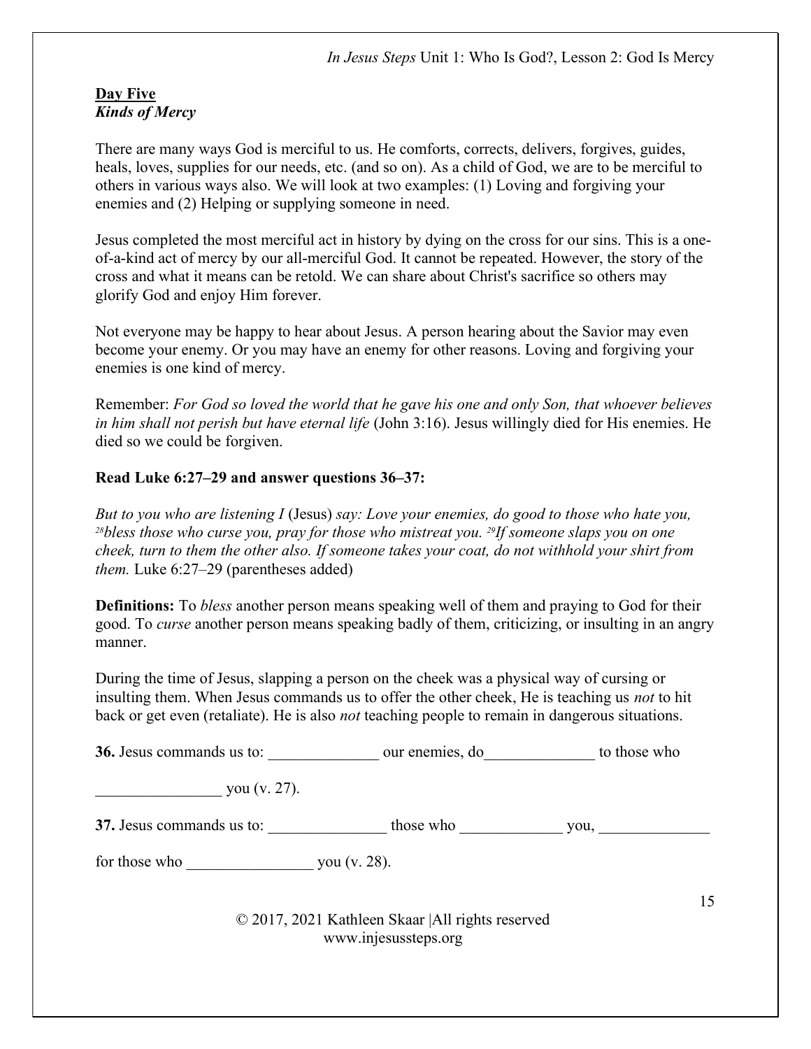**Day Five**
***Kinds of Mercy***

There are many ways God is merciful to us. He comforts, corrects, delivers, forgives, guides, heals, loves, supplies for our needs, etc. (and so on). As a child of God, we are to be merciful to others in various ways also. We will look at two examples: (1) Loving and forgiving your enemies and (2) Helping or supplying someone in need.

Jesus completed the most merciful act in history by dying on the cross for our sins. This is a one-of-a-kind act of mercy by our all-merciful God. It cannot be repeated. However, the story of the cross and what it means can be retold. We can share about Christ's sacrifice so others may glorify God and enjoy Him forever.

Not everyone may be happy to hear about Jesus. A person hearing about the Savior may even become your enemy. Or you may have an enemy for other reasons. Loving and forgiving your enemies is one kind of mercy.

Remember: *For God so loved the world that he gave his one and only Son, that whoever believes in him shall not perish but have eternal life* (John 3:16). Jesus willingly died for His enemies. He died so we could be forgiven.

**Read Luke 6:27–29 and answer questions 36–37:**

*But to you who are listening I* (Jesus) *say: Love your enemies, do good to those who hate you, [28]bless those who curse you, pray for those who mistreat you. [29]If someone slaps you on one cheek, turn to them the other also. If someone takes your coat, do not withhold your shirt from them.* Luke 6:27–29 (parentheses added)

**Definitions:** To *bless* another person means speaking well of them and praying to God for their good. To *curse* another person means speaking badly of them, criticizing, or insulting in an angry manner.

During the time of Jesus, slapping a person on the cheek was a physical way of cursing or insulting them. When Jesus commands us to offer the other cheek, He is teaching us *not* to hit back or get even (retaliate). He is also *not* teaching people to remain in dangerous situations.

**36.** Jesus commands us to: ______________ our enemies, do______________ to those who ________________ you (v. 27).

**37.** Jesus commands us to: _______________ those who _____________ you, ______________ for those who ________________ you (v. 28).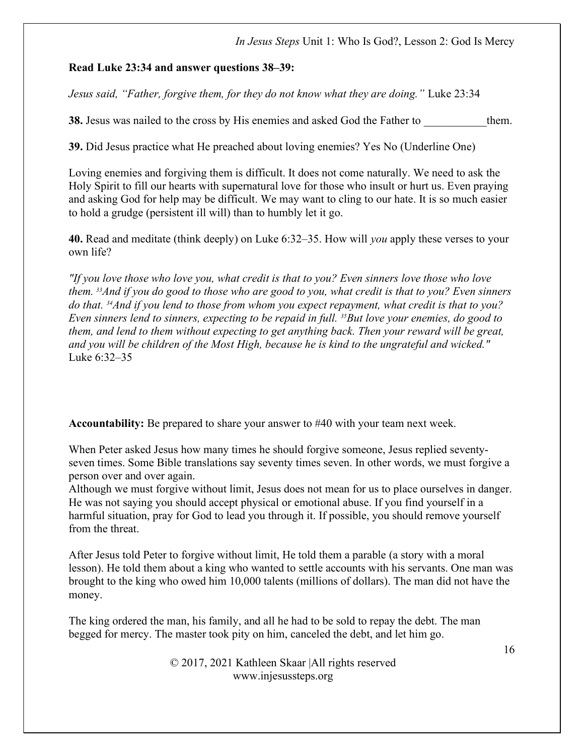**Read Luke 23:34 and answer questions 38–39:**

*Jesus said, "Father, forgive them, for they do not know what they are doing."* Luke 23:34

**38.** Jesus was nailed to the cross by His enemies and asked God the Father to ___________them.

**39.** Did Jesus practice what He preached about loving enemies? Yes No (Underline One)

Loving enemies and forgiving them is difficult. It does not come naturally. We need to ask the Holy Spirit to fill our hearts with supernatural love for those who insult or hurt us. Even praying and asking God for help may be difficult. We may want to cling to our hate. It is so much easier to hold a grudge (persistent ill will) than to humbly let it go.

**40.** Read and meditate (think deeply) on Luke 6:32–35. How will *you* apply these verses to your own life?

*"If you love those who love you, what credit is that to you? Even sinners love those who love them. [33]And if you do good to those who are good to you, what credit is that to you? Even sinners do that. [34]And if you lend to those from whom you expect repayment, what credit is that to you? Even sinners lend to sinners, expecting to be repaid in full. [35]But love your enemies, do good to them, and lend to them without expecting to get anything back. Then your reward will be great, and you will be children of the Most High, because he is kind to the ungrateful and wicked."* Luke 6:32–35

**Accountability:** Be prepared to share your answer to #40 with your team next week.

When Peter asked Jesus how many times he should forgive someone, Jesus replied seventy-seven times. Some Bible translations say seventy times seven. In other words, we must forgive a person over and over again.

Although we must forgive without limit, Jesus does not mean for us to place ourselves in danger. He was not saying you should accept physical or emotional abuse. If you find yourself in a harmful situation, pray for God to lead you through it. If possible, you should remove yourself from the threat.

After Jesus told Peter to forgive without limit, He told them a parable (a story with a moral lesson). He told them about a king who wanted to settle accounts with his servants. One man was brought to the king who owed him 10,000 talents (millions of dollars). The man did not have the money.

The king ordered the man, his family, and all he had to be sold to repay the debt. The man begged for mercy. The master took pity on him, canceled the debt, and let him go.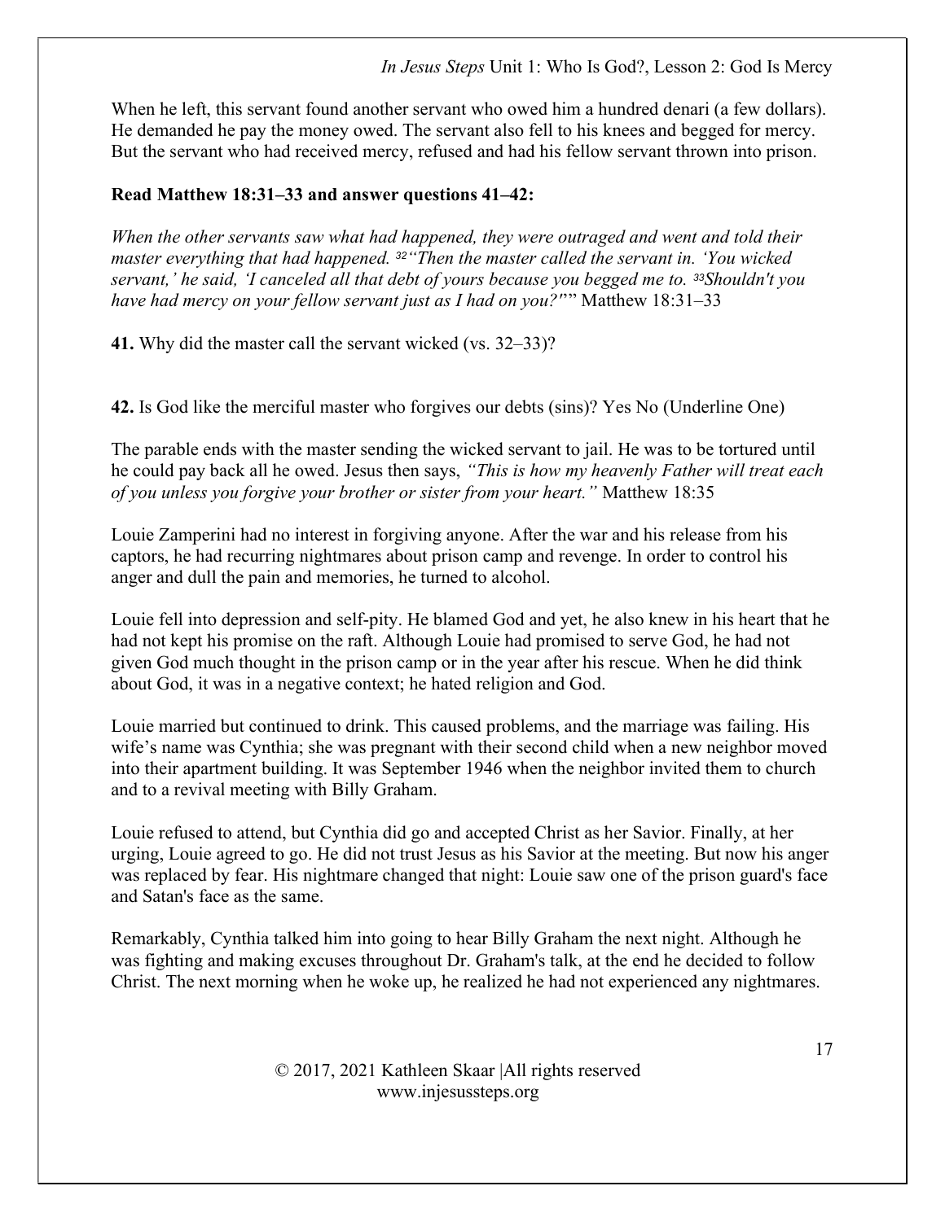When he left, this servant found another servant who owed him a hundred denari (a few dollars). He demanded he pay the money owed. The servant also fell to his knees and begged for mercy. But the servant who had received mercy, refused and had his fellow servant thrown into prison.

**Read Matthew 18:31–33 and answer questions 41–42:**

*When the other servants saw what had happened, they were outraged and went and told their master everything that had happened. [32]"Then the master called the servant in. 'You wicked servant,' he said, 'I canceled all that debt of yours because you begged me to. [33]Shouldn't you have had mercy on your fellow servant just as I had on you?'*" Matthew 18:31–33

**41.** Why did the master call the servant wicked (vs. 32–33)?

**42.** Is God like the merciful master who forgives our debts (sins)? Yes No (Underline One)

The parable ends with the master sending the wicked servant to jail. He was to be tortured until he could pay back all he owed. Jesus then says, *"This is how my heavenly Father will treat each of you unless you forgive your brother or sister from your heart."* Matthew 18:35

Louie Zamperini had no interest in forgiving anyone. After the war and his release from his captors, he had recurring nightmares about prison camp and revenge. In order to control his anger and dull the pain and memories, he turned to alcohol.

Louie fell into depression and self-pity. He blamed God and yet, he also knew in his heart that he had not kept his promise on the raft. Although Louie had promised to serve God, he had not given God much thought in the prison camp or in the year after his rescue. When he did think about God, it was in a negative context; he hated religion and God.

Louie married but continued to drink. This caused problems, and the marriage was failing. His wife's name was Cynthia; she was pregnant with their second child when a new neighbor moved into their apartment building. It was September 1946 when the neighbor invited them to church and to a revival meeting with Billy Graham.

Louie refused to attend, but Cynthia did go and accepted Christ as her Savior. Finally, at her urging, Louie agreed to go. He did not trust Jesus as his Savior at the meeting. But now his anger was replaced by fear. His nightmare changed that night: Louie saw one of the prison guard's face and Satan's face as the same.

Remarkably, Cynthia talked him into going to hear Billy Graham the next night. Although he was fighting and making excuses throughout Dr. Graham's talk, at the end he decided to follow Christ. The next morning when he woke up, he realized he had not experienced any nightmares.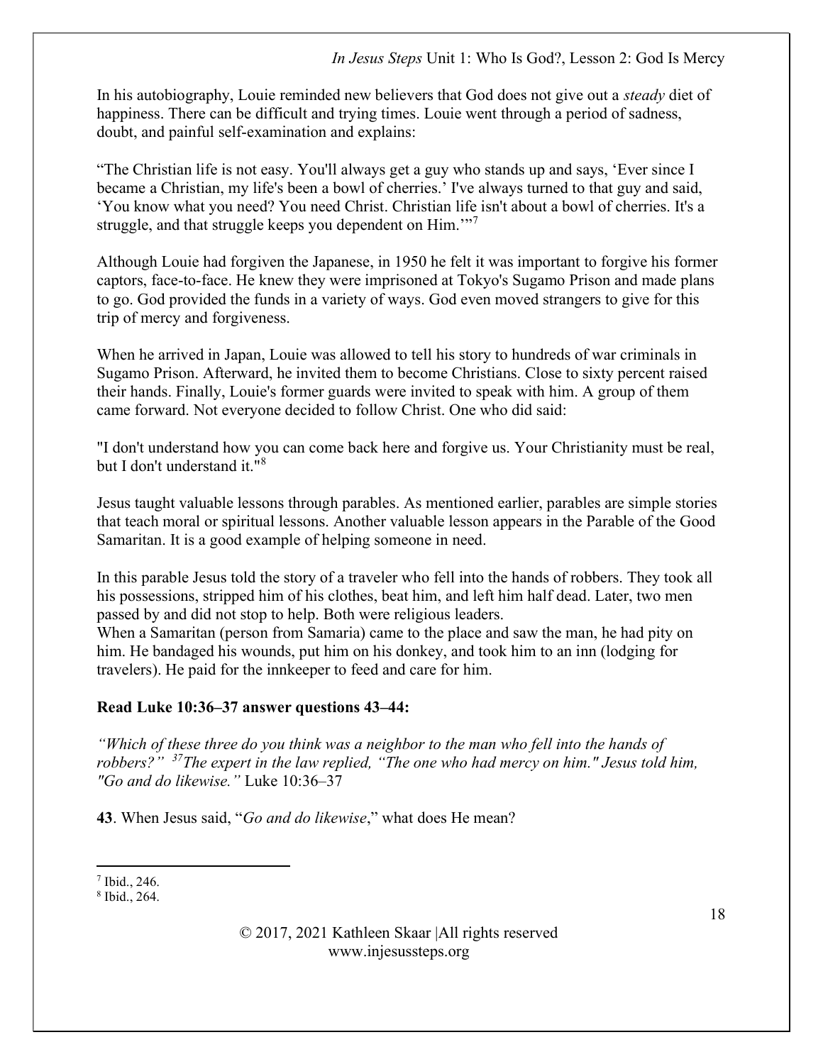In his autobiography, Louie reminded new believers that God does not give out a *steady* diet of happiness. There can be difficult and trying times. Louie went through a period of sadness, doubt, and painful self-examination and explains:

"The Christian life is not easy. You'll always get a guy who stands up and says, 'Ever since I became a Christian, my life's been a bowl of cherries.' I've always turned to that guy and said, 'You know what you need? You need Christ. Christian life isn't about a bowl of cherries. It's a struggle, and that struggle keeps you dependent on Him.'"[7]

Although Louie had forgiven the Japanese, in 1950 he felt it was important to forgive his former captors, face-to-face. He knew they were imprisoned at Tokyo's Sugamo Prison and made plans to go. God provided the funds in a variety of ways. God even moved strangers to give for this trip of mercy and forgiveness.

When he arrived in Japan, Louie was allowed to tell his story to hundreds of war criminals in Sugamo Prison. Afterward, he invited them to become Christians. Close to sixty percent raised their hands. Finally, Louie's former guards were invited to speak with him. A group of them came forward. Not everyone decided to follow Christ. One who did said:

"I don't understand how you can come back here and forgive us. Your Christianity must be real, but I don't understand it."[8]

Jesus taught valuable lessons through parables. As mentioned earlier, parables are simple stories that teach moral or spiritual lessons. Another valuable lesson appears in the Parable of the Good Samaritan. It is a good example of helping someone in need.

In this parable Jesus told the story of a traveler who fell into the hands of robbers. They took all his possessions, stripped him of his clothes, beat him, and left him half dead. Later, two men passed by and did not stop to help. Both were religious leaders.
When a Samaritan (person from Samaria) came to the place and saw the man, he had pity on him. He bandaged his wounds, put him on his donkey, and took him to an inn (lodging for travelers). He paid for the innkeeper to feed and care for him.

**Read Luke 10:36–37 answer questions 43–44:**

*"Which of these three do you think was a neighbor to the man who fell into the hands of robbers?" [37]The expert in the law replied, "The one who had mercy on him." Jesus told him, "Go and do likewise."* Luke 10:36–37

**43**. When Jesus said, "*Go and do likewise*," what does He mean?

---

[7] Ibid., 246.
[8] Ibid., 264.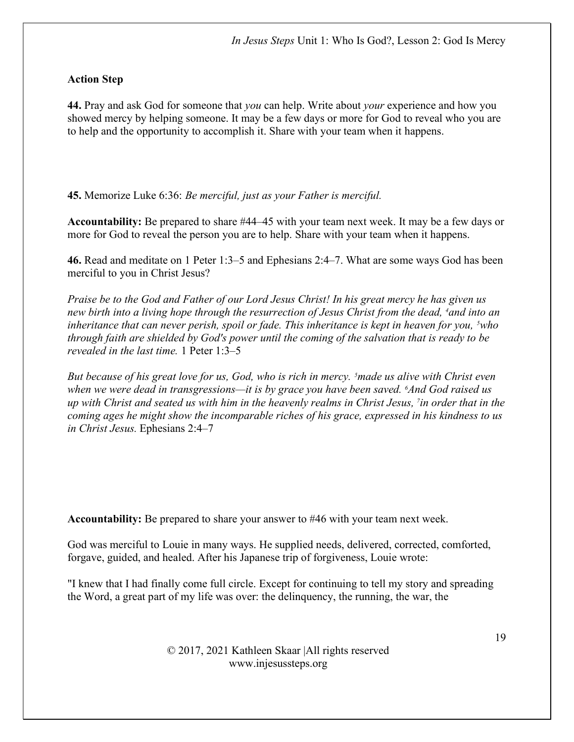**Action Step**

**44.** Pray and ask God for someone that *you* can help. Write about *your* experience and how you showed mercy by helping someone. It may be a few days or more for God to reveal who you are to help and the opportunity to accomplish it. Share with your team when it happens.

**45.** Memorize Luke 6:36: *Be merciful, just as your Father is merciful.*

**Accountability:** Be prepared to share #44–45 with your team next week. It may be a few days or more for God to reveal the person you are to help. Share with your team when it happens.

**46.** Read and meditate on 1 Peter 1:3–5 and Ephesians 2:4–7. What are some ways God has been merciful to you in Christ Jesus?

*Praise be to the God and Father of our Lord Jesus Christ! In his great mercy he has given us new birth into a living hope through the resurrection of Jesus Christ from the dead, [4]and into an inheritance that can never perish, spoil or fade. This inheritance is kept in heaven for you, [5]who through faith are shielded by God's power until the coming of the salvation that is ready to be revealed in the last time.* 1 Peter 1:3–5

*But because of his great love for us, God, who is rich in mercy. [5]made us alive with Christ even when we were dead in transgressions—it is by grace you have been saved. [6]And God raised us up with Christ and seated us with him in the heavenly realms in Christ Jesus, [7]in order that in the coming ages he might show the incomparable riches of his grace, expressed in his kindness to us in Christ Jesus.* Ephesians 2:4–7

**Accountability:** Be prepared to share your answer to #46 with your team next week.

God was merciful to Louie in many ways. He supplied needs, delivered, corrected, comforted, forgave, guided, and healed. After his Japanese trip of forgiveness, Louie wrote:

"I knew that I had finally come full circle. Except for continuing to tell my story and spreading the Word, a great part of my life was over: the delinquency, the running, the war, the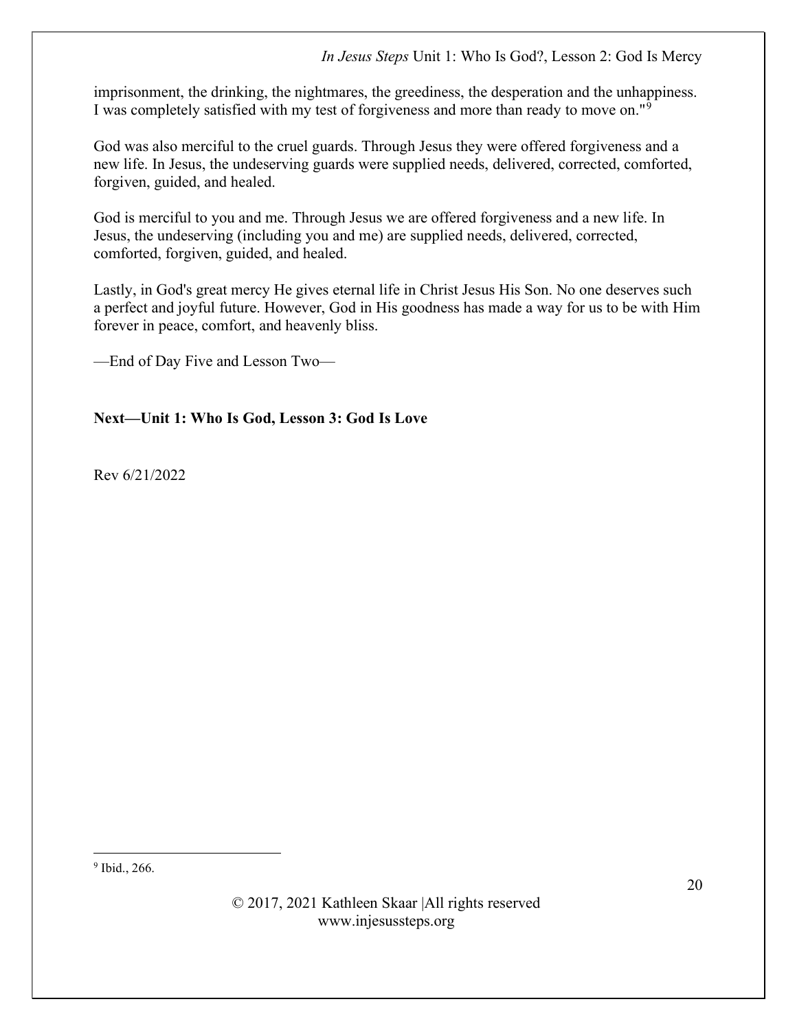imprisonment, the drinking, the nightmares, the greediness, the desperation and the unhappiness. I was completely satisfied with my test of forgiveness and more than ready to move on."[9]

God was also merciful to the cruel guards. Through Jesus they were offered forgiveness and a new life. In Jesus, the undeserving guards were supplied needs, delivered, corrected, comforted, forgiven, guided, and healed.

God is merciful to you and me. Through Jesus we are offered forgiveness and a new life. In Jesus, the undeserving (including you and me) are supplied needs, delivered, corrected, comforted, forgiven, guided, and healed.

Lastly, in God's great mercy He gives eternal life in Christ Jesus His Son. No one deserves such a perfect and joyful future. However, God in His goodness has made a way for us to be with Him forever in peace, comfort, and heavenly bliss.

—End of Day Five and Lesson Two—

**Next—Unit 1: Who Is God, Lesson 3: God Is Love**

Rev 6/21/2022

[9] Ibid., 266.

© 2017, 2021 Kathleen Skaar |All rights reserved
www.injesussteps.org